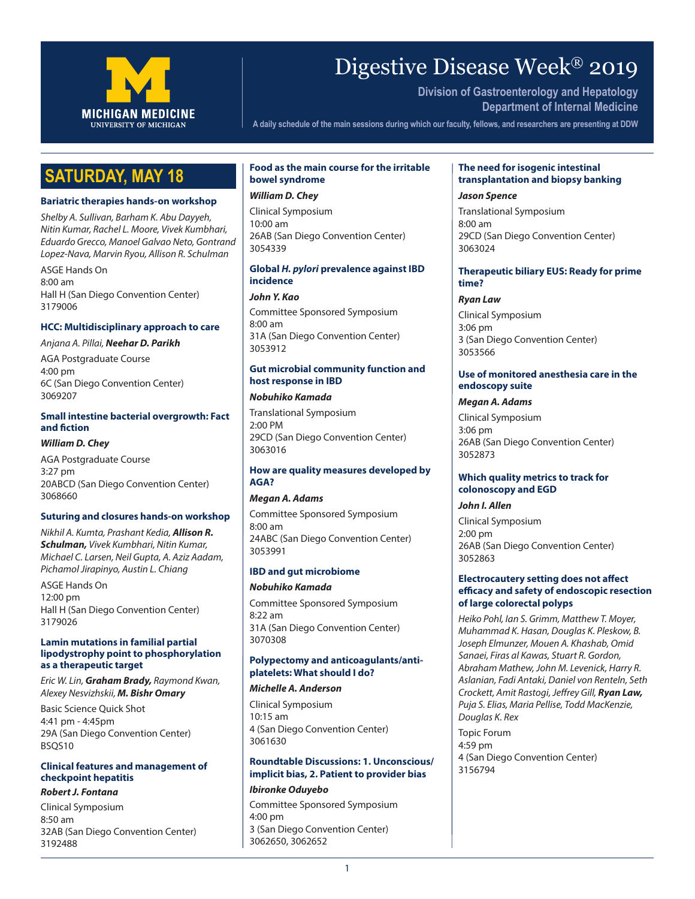MICHIGAN MEDICINE
UNIVERSITY OF MICHIGAN

# Digestive Disease Week® 2019

**Division of Gastroenterology and Hepatology**
**Department of Internal Medicine**

A daily schedule of the main sessions during which our faculty, fellows, and researchers are presenting at DDW

## SATURDAY, MAY 18

### Bariatric therapies hands-on workshop

*Shelby A. Sullivan, Barham K. Abu Dayyeh, Nitin Kumar, Rachel L. Moore, Vivek Kumbhari, Eduardo Grecco, Manoel Galvao Neto, Gontrand Lopez-Nava, Marvin Ryou, Allison R. Schulman*

ASGE Hands On
8:00 am
Hall H (San Diego Convention Center)
3179006

### HCC: Multidisciplinary approach to care

*Anjana A. Pillai, **Neehar D. Parikh***

AGA Postgraduate Course
4:00 pm
6C (San Diego Convention Center)
3069207

### Small intestine bacterial overgrowth: Fact and fiction

***William D. Chey***

AGA Postgraduate Course
3:27 pm
20ABCD (San Diego Convention Center)
3068660

### Suturing and closures hands-on workshop

*Nikhil A. Kumta, Prashant Kedia, **Allison R. Schulman,** Vivek Kumbhari, Nitin Kumar, Michael C. Larsen, Neil Gupta, A. Aziz Aadam, Pichamol Jirapinyo, Austin L. Chiang*

ASGE Hands On
12:00 pm
Hall H (San Diego Convention Center)
3179026

### Lamin mutations in familial partial lipodystrophy point to phosphorylation as a therapeutic target

*Eric W. Lin, **Graham Brady,** Raymond Kwan, Alexey Nesvizhskii, **M. Bishr Omary***

Basic Science Quick Shot
4:41 pm - 4:45pm
29A (San Diego Convention Center)
BSQS10

### Clinical features and management of checkpoint hepatitis

***Robert J. Fontana***

Clinical Symposium
8:50 am
32AB (San Diego Convention Center)
3192488

### Food as the main course for the irritable bowel syndrome

***William D. Chey***

Clinical Symposium
10:00 am
26AB (San Diego Convention Center)
3054339

### Global *H. pylori* prevalence against IBD incidence

***John Y. Kao***

Committee Sponsored Symposium
8:00 am
31A (San Diego Convention Center)
3053912

### Gut microbial community function and host response in IBD

***Nobuhiko Kamada***

Translational Symposium
2:00 PM
29CD (San Diego Convention Center)
3063016

### How are quality measures developed by AGA?

***Megan A. Adams***

Committee Sponsored Symposium
8:00 am
24ABC (San Diego Convention Center)
3053991

### IBD and gut microbiome

***Nobuhiko Kamada***

Committee Sponsored Symposium
8:22 am
31A (San Diego Convention Center)
3070308

### Polypectomy and anticoagulants/anti-platelets: What should I do?

***Michelle A. Anderson***

Clinical Symposium
10:15 am
4 (San Diego Convention Center)
3061630

### Roundtable Discussions: 1. Unconscious/implicit bias, 2. Patient to provider bias

***Ibironke Oduyebo***

Committee Sponsored Symposium
4:00 pm
3 (San Diego Convention Center)
3062650, 3062652

### The need for isogenic intestinal transplantation and biopsy banking

***Jason Spence***

Translational Symposium
8:00 am
29CD (San Diego Convention Center)
3063024

### Therapeutic biliary EUS: Ready for prime time?

***Ryan Law***

Clinical Symposium
3:06 pm
3 (San Diego Convention Center)
3053566

### Use of monitored anesthesia care in the endoscopy suite

***Megan A. Adams***

Clinical Symposium
3:06 pm
26AB (San Diego Convention Center)
3052873

### Which quality metrics to track for colonoscopy and EGD

***John I. Allen***

Clinical Symposium
2:00 pm
26AB (San Diego Convention Center)
3052863

### Electrocautery setting does not affect efficacy and safety of endoscopic resection of large colorectal polyps

*Heiko Pohl, Ian S. Grimm, Matthew T. Moyer, Muhammad K. Hasan, Douglas K. Pleskow, B. Joseph Elmunzer, Mouen A. Khashab, Omid Sanaei, Firas al Kawas, Stuart R. Gordon, Abraham Mathew, John M. Levenick, Harry R. Aslanian, Fadi Antaki, Daniel von Renteln, Seth Crockett, Amit Rastogi, Jeffrey Gill, **Ryan Law,** Puja S. Elias, Maria Pellise, Todd MacKenzie, Douglas K. Rex*

Topic Forum
4:59 pm
4 (San Diego Convention Center)
3156794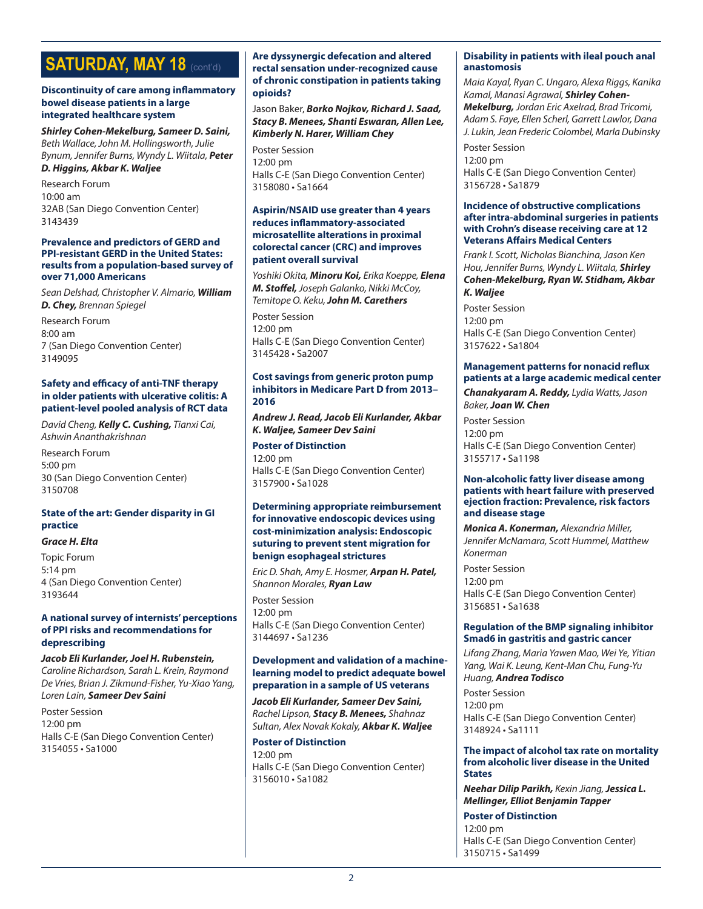# SATURDAY, MAY 18 (cont'd)

### Discontinuity of care among inflammatory bowel disease patients in a large integrated healthcare system

***Shirley Cohen-Mekelburg, Sameer D. Saini,*** *Beth Wallace, John M. Hollingsworth, Julie Bynum, Jennifer Burns, Wyndy L. Wiitala,* ***Peter D. Higgins, Akbar K. Waljee***

Research Forum
10:00 am
32AB (San Diego Convention Center)
3143439

### Prevalence and predictors of GERD and PPI-resistant GERD in the United States: results from a population-based survey of over 71,000 Americans

*Sean Delshad, Christopher V. Almario,* ***William D. Chey,*** *Brennan Spiegel*

Research Forum
8:00 am
7 (San Diego Convention Center)
3149095

### Safety and efficacy of anti-TNF therapy in older patients with ulcerative colitis: A patient-level pooled analysis of RCT data

*David Cheng,* ***Kelly C. Cushing,*** *Tianxi Cai, Ashwin Ananthakrishnan*

Research Forum
5:00 pm
30 (San Diego Convention Center)
3150708

### State of the art: Gender disparity in GI practice

***Grace H. Elta***

Topic Forum
5:14 pm
4 (San Diego Convention Center)
3193644

### A national survey of internists' perceptions of PPI risks and recommendations for deprescribing

***Jacob Eli Kurlander, Joel H. Rubenstein,*** *Caroline Richardson, Sarah L. Krein, Raymond De Vries, Brian J. Zikmund-Fisher, Yu-Xiao Yang, Loren Lain,* ***Sameer Dev Saini***

Poster Session
12:00 pm
Halls C-E (San Diego Convention Center)
3154055 • Sa1000

### Are dyssynergic defecation and altered rectal sensation under-recognized cause of chronic constipation in patients taking opioids?

Jason Baker, ***Borko Nojkov, Richard J. Saad, Stacy B. Menees, Shanti Eswaran, Allen Lee, Kimberly N. Harer, William Chey***

Poster Session
12:00 pm
Halls C-E (San Diego Convention Center)
3158080 • Sa1664

### Aspirin/NSAID use greater than 4 years reduces inflammatory-associated microsatellite alterations in proximal colorectal cancer (CRC) and improves patient overall survival

*Yoshiki Okita,* ***Minoru Koi,*** *Erika Koeppe,* ***Elena M. Stoffel,*** *Joseph Galanko, Nikki McCoy, Temitope O. Keku,* ***John M. Carethers***

Poster Session
12:00 pm
Halls C-E (San Diego Convention Center)
3145428 • Sa2007

### Cost savings from generic proton pump inhibitors in Medicare Part D from 2013–2016

***Andrew J. Read, Jacob Eli Kurlander, Akbar K. Waljee, Sameer Dev Saini***

**Poster of Distinction**
12:00 pm
Halls C-E (San Diego Convention Center)
3157900 • Sa1028

### Determining appropriate reimbursement for innovative endoscopic devices using cost-minimization analysis: Endoscopic suturing to prevent stent migration for benign esophageal strictures

*Eric D. Shah, Amy E. Hosmer,* ***Arpan H. Patel,*** *Shannon Morales,* ***Ryan Law***

Poster Session
12:00 pm
Halls C-E (San Diego Convention Center)
3144697 • Sa1236

### Development and validation of a machine-learning model to predict adequate bowel preparation in a sample of US veterans

***Jacob Eli Kurlander, Sameer Dev Saini,*** *Rachel Lipson,* ***Stacy B. Menees,*** *Shahnaz Sultan, Alex Novak Kokaly,* ***Akbar K. Waljee***

**Poster of Distinction**
12:00 pm
Halls C-E (San Diego Convention Center)
3156010 • Sa1082

### Disability in patients with ileal pouch anal anastomosis

*Maia Kayal, Ryan C. Ungaro, Alexa Riggs, Kanika Kamal, Manasi Agrawal,* ***Shirley Cohen-Mekelburg,*** *Jordan Eric Axelrad, Brad Tricomi, Adam S. Faye, Ellen Scherl, Garrett Lawlor, Dana J. Lukin, Jean Frederic Colombel, Marla Dubinsky*

Poster Session
12:00 pm
Halls C-E (San Diego Convention Center)
3156728 • Sa1879

### Incidence of obstructive complications after intra-abdominal surgeries in patients with Crohn's disease receiving care at 12 Veterans Affairs Medical Centers

*Frank I. Scott, Nicholas Bianchina, Jason Ken Hou, Jennifer Burns, Wyndy L. Wiitala,* ***Shirley Cohen-Mekelburg, Ryan W. Stidham, Akbar K. Waljee***

Poster Session
12:00 pm
Halls C-E (San Diego Convention Center)
3157622 • Sa1804

### Management patterns for nonacid reflux patients at a large academic medical center

***Chanakyaram A. Reddy,*** *Lydia Watts, Jason Baker,* ***Joan W. Chen***

Poster Session
12:00 pm
Halls C-E (San Diego Convention Center)
3155717 • Sa1198

### Non-alcoholic fatty liver disease among patients with heart failure with preserved ejection fraction: Prevalence, risk factors and disease stage

***Monica A. Konerman,*** *Alexandria Miller, Jennifer McNamara, Scott Hummel, Matthew Konerman*

Poster Session
12:00 pm
Halls C-E (San Diego Convention Center)
3156851 • Sa1638

### Regulation of the BMP signaling inhibitor Smad6 in gastritis and gastric cancer

*Lifang Zhang, Maria Yawen Mao, Wei Ye, Yitian Yang, Wai K. Leung, Kent-Man Chu, Fung-Yu Huang,* ***Andrea Todisco***

Poster Session
12:00 pm
Halls C-E (San Diego Convention Center)
3148924 • Sa1111

### The impact of alcohol tax rate on mortality from alcoholic liver disease in the United States

***Neehar Dilip Parikh,*** *Kexin Jiang,* ***Jessica L. Mellinger, Elliot Benjamin Tapper***

**Poster of Distinction**
12:00 pm
Halls C-E (San Diego Convention Center)
3150715 • Sa1499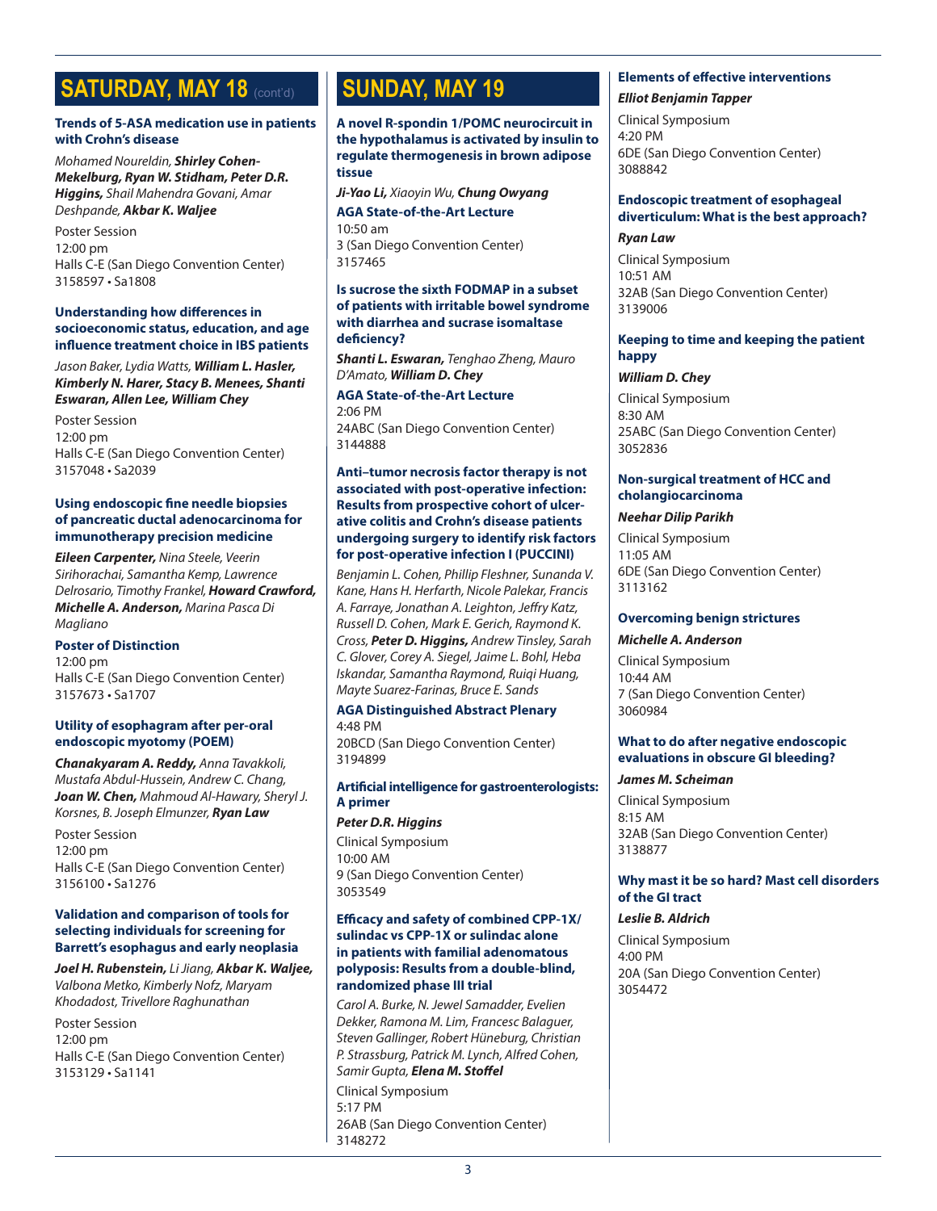## SATURDAY, MAY 18 (cont'd)

**Trends of 5-ASA medication use in patients with Crohn's disease**

*Mohamed Noureldin,* ***Shirley Cohen-Mekelburg, Ryan W. Stidham, Peter D.R. Higgins,*** *Shail Mahendra Govani, Amar Deshpande,* ***Akbar K. Waljee***

Poster Session
12:00 pm
Halls C-E (San Diego Convention Center)
3158597 • Sa1808

**Understanding how differences in socioeconomic status, education, and age influence treatment choice in IBS patients**

*Jason Baker, Lydia Watts,* ***William L. Hasler, Kimberly N. Harer, Stacy B. Menees, Shanti Eswaran, Allen Lee, William Chey***

Poster Session
12:00 pm
Halls C-E (San Diego Convention Center)
3157048 • Sa2039

**Using endoscopic fine needle biopsies of pancreatic ductal adenocarcinoma for immunotherapy precision medicine**

***Eileen Carpenter,*** *Nina Steele, Veerin Sirihorachai, Samantha Kemp, Lawrence Delrosario, Timothy Frankel,* ***Howard Crawford, Michelle A. Anderson,*** *Marina Pasca Di Magliano*

**Poster of Distinction**
12:00 pm
Halls C-E (San Diego Convention Center)
3157673 • Sa1707

**Utility of esophagram after per-oral endoscopic myotomy (POEM)**

***Chanakyaram A. Reddy,*** *Anna Tavakkoli, Mustafa Abdul-Hussein, Andrew C. Chang,* ***Joan W. Chen,*** *Mahmoud Al-Hawary, Sheryl J. Korsnes, B. Joseph Elmunzer,* ***Ryan Law***

Poster Session
12:00 pm
Halls C-E (San Diego Convention Center)
3156100 • Sa1276

**Validation and comparison of tools for selecting individuals for screening for Barrett's esophagus and early neoplasia**

***Joel H. Rubenstein,*** *Li Jiang,* ***Akbar K. Waljee,*** *Valbona Metko, Kimberly Nofz, Maryam Khodadost, Trivellore Raghunathan*

Poster Session
12:00 pm
Halls C-E (San Diego Convention Center)
3153129 • Sa1141

## SUNDAY, MAY 19

**A novel R-spondin 1/POMC neurocircuit in the hypothalamus is activated by insulin to regulate thermogenesis in brown adipose tissue**

***Ji-Yao Li,*** *Xiaoyin Wu,* ***Chung Owyang***

**AGA State-of-the-Art Lecture**
10:50 am
3 (San Diego Convention Center)
3157465

**Is sucrose the sixth FODMAP in a subset of patients with irritable bowel syndrome with diarrhea and sucrase isomaltase deficiency?**

***Shanti L. Eswaran,*** *Tenghao Zheng, Mauro D'Amato,* ***William D. Chey***

**AGA State-of-the-Art Lecture**
2:06 PM
24ABC (San Diego Convention Center)
3144888

**Anti–tumor necrosis factor therapy is not associated with post-operative infection: Results from prospective cohort of ulcerative colitis and Crohn's disease patients undergoing surgery to identify risk factors for post-operative infection I (PUCCINI)**

*Benjamin L. Cohen, Phillip Fleshner, Sunanda V. Kane, Hans H. Herfarth, Nicole Palekar, Francis A. Farraye, Jonathan A. Leighton, Jeffry Katz, Russell D. Cohen, Mark E. Gerich, Raymond K. Cross,* ***Peter D. Higgins,*** *Andrew Tinsley, Sarah C. Glover, Corey A. Siegel, Jaime L. Bohl, Heba Iskandar, Samantha Raymond, Ruiqi Huang, Mayte Suarez-Farinas, Bruce E. Sands*

**AGA Distinguished Abstract Plenary**
4:48 PM
20BCD (San Diego Convention Center)
3194899

**Artificial intelligence for gastroenterologists: A primer**

***Peter D.R. Higgins***

Clinical Symposium
10:00 AM
9 (San Diego Convention Center)
3053549

**Efficacy and safety of combined CPP-1X/sulindac vs CPP-1X or sulindac alone in patients with familial adenomatous polyposis: Results from a double-blind, randomized phase III trial**

*Carol A. Burke, N. Jewel Samadder, Evelien Dekker, Ramona M. Lim, Francesc Balaguer, Steven Gallinger, Robert Hüneburg, Christian P. Strassburg, Patrick M. Lynch, Alfred Cohen, Samir Gupta,* ***Elena M. Stoffel***

Clinical Symposium
5:17 PM
26AB (San Diego Convention Center)
3148272

**Elements of effective interventions**

***Elliot Benjamin Tapper***

Clinical Symposium
4:20 PM
6DE (San Diego Convention Center)
3088842

**Endoscopic treatment of esophageal diverticulum: What is the best approach?**

***Ryan Law***

Clinical Symposium
10:51 AM
32AB (San Diego Convention Center)
3139006

**Keeping to time and keeping the patient happy**

***William D. Chey***

Clinical Symposium
8:30 AM
25ABC (San Diego Convention Center)
3052836

**Non-surgical treatment of HCC and cholangiocarcinoma**

***Neehar Dilip Parikh***

Clinical Symposium
11:05 AM
6DE (San Diego Convention Center)
3113162

**Overcoming benign strictures**

***Michelle A. Anderson***

Clinical Symposium
10:44 AM
7 (San Diego Convention Center)
3060984

**What to do after negative endoscopic evaluations in obscure GI bleeding?**

***James M. Scheiman***

Clinical Symposium
8:15 AM
32AB (San Diego Convention Center)
3138877

**Why mast it be so hard? Mast cell disorders of the GI tract**

***Leslie B. Aldrich***

Clinical Symposium
4:00 PM
20A (San Diego Convention Center)
3054472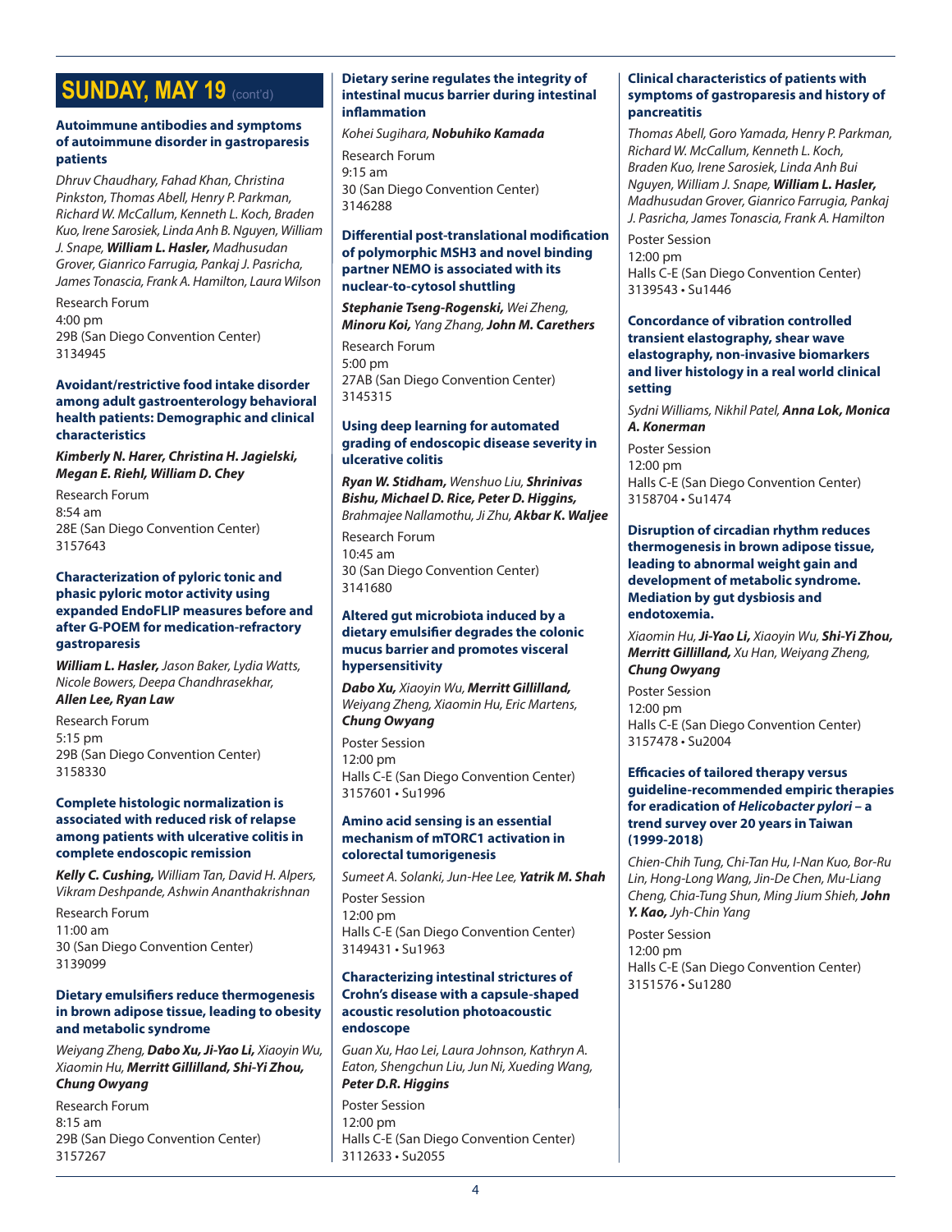# SUNDAY, MAY 19 (cont'd)

**Autoimmune antibodies and symptoms of autoimmune disorder in gastroparesis patients**

*Dhruv Chaudhary, Fahad Khan, Christina Pinkston, Thomas Abell, Henry P. Parkman, Richard W. McCallum, Kenneth L. Koch, Braden Kuo, Irene Sarosiek, Linda Anh B. Nguyen, William J. Snape,* ***William L. Hasler,*** *Madhusudan Grover, Gianrico Farrugia, Pankaj J. Pasricha, James Tonascia, Frank A. Hamilton, Laura Wilson*

Research Forum
4:00 pm
29B (San Diego Convention Center)
3134945

**Avoidant/restrictive food intake disorder among adult gastroenterology behavioral health patients: Demographic and clinical characteristics**

***Kimberly N. Harer, Christina H. Jagielski, Megan E. Riehl, William D. Chey***

Research Forum
8:54 am
28E (San Diego Convention Center)
3157643

**Characterization of pyloric tonic and phasic pyloric motor activity using expanded EndoFLIP measures before and after G-POEM for medication-refractory gastroparesis**

***William L. Hasler,*** *Jason Baker, Lydia Watts, Nicole Bowers, Deepa Chandhrasekhar,* ***Allen Lee, Ryan Law***

Research Forum
5:15 pm
29B (San Diego Convention Center)
3158330

**Complete histologic normalization is associated with reduced risk of relapse among patients with ulcerative colitis in complete endoscopic remission**

***Kelly C. Cushing,*** *William Tan, David H. Alpers, Vikram Deshpande, Ashwin Ananthakrishnan*

Research Forum
11:00 am
30 (San Diego Convention Center)
3139099

**Dietary emulsifiers reduce thermogenesis in brown adipose tissue, leading to obesity and metabolic syndrome**

*Weiyang Zheng,* ***Dabo Xu, Ji-Yao Li,*** *Xiaoyin Wu, Xiaomin Hu,* ***Merritt Gillilland, Shi-Yi Zhou, Chung Owyang***

Research Forum
8:15 am
29B (San Diego Convention Center)
3157267

**Dietary serine regulates the integrity of intestinal mucus barrier during intestinal inflammation**

*Kohei Sugihara,* ***Nobuhiko Kamada***

Research Forum
9:15 am
30 (San Diego Convention Center)
3146288

**Differential post-translational modification of polymorphic MSH3 and novel binding partner NEMO is associated with its nuclear-to-cytosol shuttling**

***Stephanie Tseng-Rogenski,*** *Wei Zheng,* ***Minoru Koi,*** *Yang Zhang,* ***John M. Carethers***

Research Forum
5:00 pm
27AB (San Diego Convention Center)
3145315

**Using deep learning for automated grading of endoscopic disease severity in ulcerative colitis**

***Ryan W. Stidham,*** *Wenshuo Liu,* ***Shrinivas Bishu, Michael D. Rice, Peter D. Higgins,*** *Brahmajee Nallamothu, Ji Zhu,* ***Akbar K. Waljee***

Research Forum
10:45 am
30 (San Diego Convention Center)
3141680

**Altered gut microbiota induced by a dietary emulsifier degrades the colonic mucus barrier and promotes visceral hypersensitivity**

***Dabo Xu,*** *Xiaoyin Wu,* ***Merritt Gillilland,*** *Weiyang Zheng, Xiaomin Hu, Eric Martens,* ***Chung Owyang***

Poster Session
12:00 pm
Halls C-E (San Diego Convention Center)
3157601 • Su1996

**Amino acid sensing is an essential mechanism of mTORC1 activation in colorectal tumorigenesis**

*Sumeet A. Solanki, Jun-Hee Lee,* ***Yatrik M. Shah***

Poster Session
12:00 pm
Halls C-E (San Diego Convention Center)
3149431 • Su1963

**Characterizing intestinal strictures of Crohn's disease with a capsule-shaped acoustic resolution photoacoustic endoscope**

*Guan Xu, Hao Lei, Laura Johnson, Kathryn A. Eaton, Shengchun Liu, Jun Ni, Xueding Wang,* ***Peter D.R. Higgins***

Poster Session
12:00 pm
Halls C-E (San Diego Convention Center)
3112633 • Su2055

**Clinical characteristics of patients with symptoms of gastroparesis and history of pancreatitis**

*Thomas Abell, Goro Yamada, Henry P. Parkman, Richard W. McCallum, Kenneth L. Koch, Braden Kuo, Irene Sarosiek, Linda Anh Bui Nguyen, William J. Snape,* ***William L. Hasler,*** *Madhusudan Grover, Gianrico Farrugia, Pankaj J. Pasricha, James Tonascia, Frank A. Hamilton*

Poster Session
12:00 pm
Halls C-E (San Diego Convention Center)
3139543 • Su1446

**Concordance of vibration controlled transient elastography, shear wave elastography, non-invasive biomarkers and liver histology in a real world clinical setting**

*Sydni Williams, Nikhil Patel,* ***Anna Lok, Monica A. Konerman***

Poster Session
12:00 pm
Halls C-E (San Diego Convention Center)
3158704 • Su1474

**Disruption of circadian rhythm reduces thermogenesis in brown adipose tissue, leading to abnormal weight gain and development of metabolic syndrome. Mediation by gut dysbiosis and endotoxemia.**

*Xiaomin Hu,* ***Ji-Yao Li,*** *Xiaoyin Wu,* ***Shi-Yi Zhou, Merritt Gillilland,*** *Xu Han, Weiyang Zheng,* ***Chung Owyang***

Poster Session
12:00 pm
Halls C-E (San Diego Convention Center)
3157478 • Su2004

**Efficacies of tailored therapy versus guideline-recommended empiric therapies for eradication of *Helicobacter pylori* – a trend survey over 20 years in Taiwan (1999-2018)**

*Chien-Chih Tung, Chi-Tan Hu, I-Nan Kuo, Bor-Ru Lin, Hong-Long Wang, Jin-De Chen, Mu-Liang Cheng, Chia-Tung Shun, Ming Jium Shieh,* ***John Y. Kao,*** *Jyh-Chin Yang*

Poster Session
12:00 pm
Halls C-E (San Diego Convention Center)
3151576 • Su1280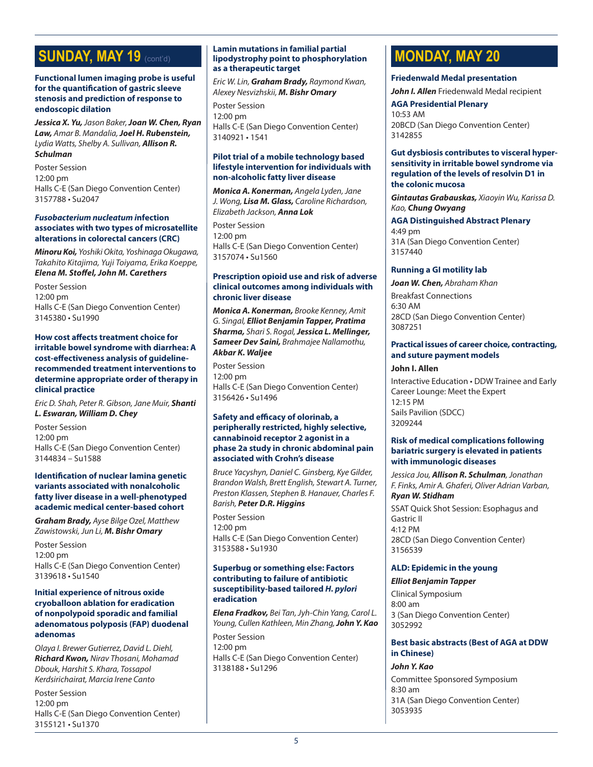## SUNDAY, MAY 19 (cont'd)

### Functional lumen imaging probe is useful for the quantification of gastric sleeve stenosis and prediction of response to endoscopic dilation

***Jessica X. Yu,*** *Jason Baker,* ***Joan W. Chen, Ryan Law,*** *Amar B. Mandalia,* ***Joel H. Rubenstein,*** *Lydia Watts, Shelby A. Sullivan,* ***Allison R. Schulman***

Poster Session
12:00 pm
Halls C-E (San Diego Convention Center)
3157788 • Su2047

### *Fusobacterium nucleatum* infection associates with two types of microsatellite alterations in colorectal cancers (CRC)

***Minoru Koi,*** *Yoshiki Okita, Yoshinaga Okugawa, Takahito Kitajima, Yuji Toiyama, Erika Koeppe,* ***Elena M. Stoffel, John M. Carethers***

Poster Session
12:00 pm
Halls C-E (San Diego Convention Center)
3145380 • Su1990

### How cost affects treatment choice for irritable bowel syndrome with diarrhea: A cost-effectiveness analysis of guideline-recommended treatment interventions to determine appropriate order of therapy in clinical practice

*Eric D. Shah, Peter R. Gibson, Jane Muir,* ***Shanti L. Eswaran, William D. Chey***

Poster Session
12:00 pm
Halls C-E (San Diego Convention Center)
3144834 – Su1588

### Identification of nuclear lamina genetic variants associated with nonalcoholic fatty liver disease in a well-phenotyped academic medical center-based cohort

***Graham Brady,*** *Ayse Bilge Ozel, Matthew Zawistowski, Jun Li,* ***M. Bishr Omary***

Poster Session
12:00 pm
Halls C-E (San Diego Convention Center)
3139618 • Su1540

### Initial experience of nitrous oxide cryoballoon ablation for eradication of nonpolypoid sporadic and familial adenomatous polyposis (FAP) duodenal adenomas

*Olaya I. Brewer Gutierrez, David L. Diehl,* ***Richard Kwon,*** *Nirav Thosani, Mohamad Dbouk, Harshit S. Khara, Tossapol Kerdsirichairat, Marcia Irene Canto*

Poster Session
12:00 pm
Halls C-E (San Diego Convention Center)
3155121 • Su1370

### Lamin mutations in familial partial lipodystrophy point to phosphorylation as a therapeutic target

*Eric W. Lin,* ***Graham Brady,*** *Raymond Kwan, Alexey Nesvizhskii,* ***M. Bishr Omary***

Poster Session
12:00 pm
Halls C-E (San Diego Convention Center)
3140921 • 1541

### Pilot trial of a mobile technology based lifestyle intervention for individuals with non-alcoholic fatty liver disease

***Monica A. Konerman,*** *Angela Lyden, Jane J. Wong,* ***Lisa M. Glass,*** *Caroline Richardson, Elizabeth Jackson,* ***Anna Lok***

Poster Session
12:00 pm
Halls C-E (San Diego Convention Center)
3157074 • Su1560

### Prescription opioid use and risk of adverse clinical outcomes among individuals with chronic liver disease

***Monica A. Konerman,*** *Brooke Kenney, Amit G. Singal,* ***Elliot Benjamin Tapper, Pratima Sharma,*** *Shari S. Rogal,* ***Jessica L. Mellinger, Sameer Dev Saini,*** *Brahmajee Nallamothu,* ***Akbar K. Waljee***

Poster Session
12:00 pm
Halls C-E (San Diego Convention Center)
3156426 • Su1496

### Safety and efficacy of olorinab, a peripherally restricted, highly selective, cannabinoid receptor 2 agonist in a phase 2a study in chronic abdominal pain associated with Crohn's disease

*Bruce Yacyshyn, Daniel C. Ginsberg, Kye Gilder, Brandon Walsh, Brett English, Stewart A. Turner, Preston Klassen, Stephen B. Hanauer, Charles F. Barish,* ***Peter D.R. Higgins***

Poster Session
12:00 pm
Halls C-E (San Diego Convention Center)
3153588 • Su1930

### Superbug or something else: Factors contributing to failure of antibiotic susceptibility-based tailored *H. pylori* eradication

***Elena Fradkov,*** *Bei Tan, Jyh-Chin Yang, Carol L. Young, Cullen Kathleen, Min Zhang,* ***John Y. Kao***

Poster Session
12:00 pm
Halls C-E (San Diego Convention Center)
3138188 • Su1296

## MONDAY, MAY 20

### Friedenwald Medal presentation

***John I. Allen*** Friedenwald Medal recipient

**AGA Presidential Plenary**
10:53 AM
20BCD (San Diego Convention Center)
3142855

### Gut dysbiosis contributes to visceral hypersensitivity in irritable bowel syndrome via regulation of the levels of resolvin D1 in the colonic mucosa

***Gintautas Grabauskas,*** *Xiaoyin Wu, Karissa D. Kao,* ***Chung Owyang***

**AGA Distinguished Abstract Plenary**
4:49 pm
31A (San Diego Convention Center)
3157440

### Running a GI motility lab

***Joan W. Chen,*** *Abraham Khan*

Breakfast Connections
6:30 AM
28CD (San Diego Convention Center)
3087251

### Practical issues of career choice, contracting, and suture payment models

**John I. Allen**

Interactive Education • DDW Trainee and Early Career Lounge: Meet the Expert
12:15 PM
Sails Pavilion (SDCC)
3209244

### Risk of medical complications following bariatric surgery is elevated in patients with immunologic diseases

*Jessica Jou,* ***Allison R. Schulman****, Jonathan F. Finks, Amir A. Ghaferi, Oliver Adrian Varban,* ***Ryan W. Stidham***

SSAT Quick Shot Session: Esophagus and Gastric II
4:12 PM
28CD (San Diego Convention Center)
3156539

### ALD: Epidemic in the young

***Elliot Benjamin Tapper***

Clinical Symposium
8:00 am
3 (San Diego Convention Center)
3052992

### Best basic abstracts (Best of AGA at DDW in Chinese)

***John Y. Kao***

Committee Sponsored Symposium
8:30 am
31A (San Diego Convention Center)
3053935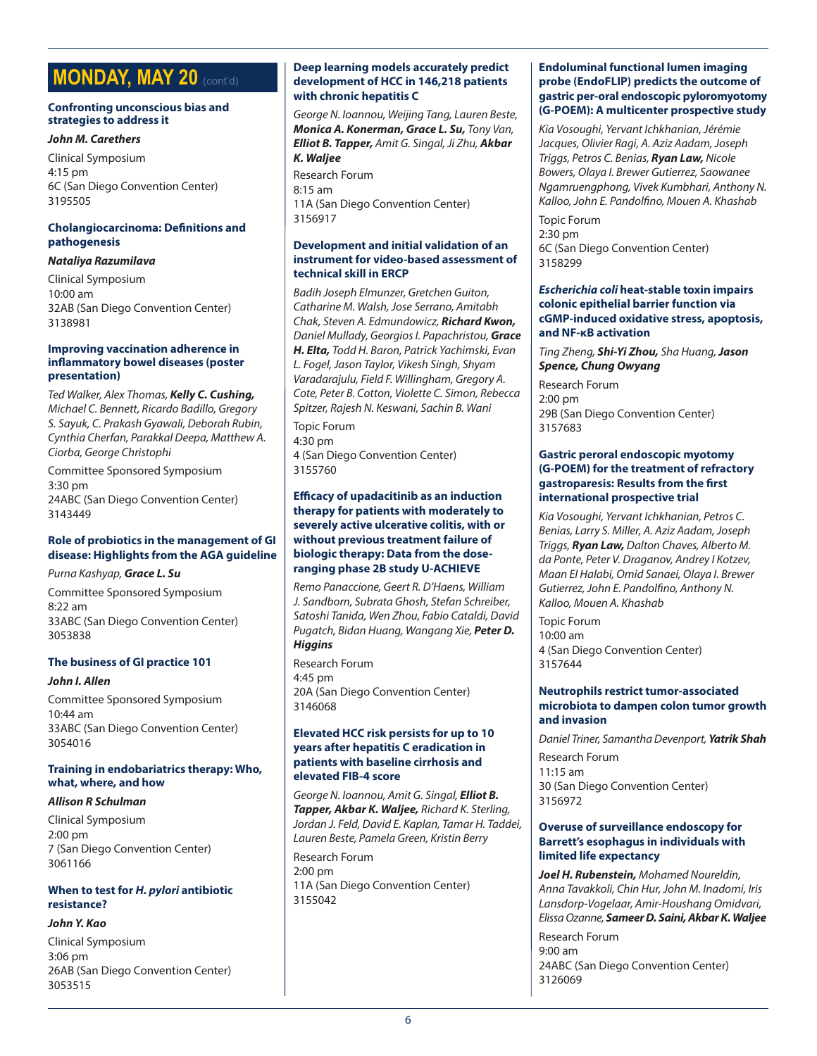# MONDAY, MAY 20 (cont'd)

### Confronting unconscious bias and strategies to address it

***John M. Carethers***

Clinical Symposium
4:15 pm
6C (San Diego Convention Center)
3195505

### Cholangiocarcinoma: Definitions and pathogenesis

***Nataliya Razumilava***

Clinical Symposium
10:00 am
32AB (San Diego Convention Center)
3138981

### Improving vaccination adherence in inflammatory bowel diseases (poster presentation)

*Ted Walker, Alex Thomas,* ***Kelly C. Cushing,*** *Michael C. Bennett, Ricardo Badillo, Gregory S. Sayuk, C. Prakash Gyawali, Deborah Rubin, Cynthia Cherfan, Parakkal Deepa, Matthew A. Ciorba, George Christophi*

Committee Sponsored Symposium
3:30 pm
24ABC (San Diego Convention Center)
3143449

### Role of probiotics in the management of GI disease: Highlights from the AGA guideline

*Purna Kashyap,* ***Grace L. Su***

Committee Sponsored Symposium
8:22 am
33ABC (San Diego Convention Center)
3053838

### The business of GI practice 101

***John I. Allen***

Committee Sponsored Symposium
10:44 am
33ABC (San Diego Convention Center)
3054016

### Training in endobariatrics therapy: Who, what, where, and how

***Allison R Schulman***

Clinical Symposium
2:00 pm
7 (San Diego Convention Center)
3061166

### When to test for *H. pylori* antibiotic resistance?

***John Y. Kao***

Clinical Symposium
3:06 pm
26AB (San Diego Convention Center)
3053515

### Deep learning models accurately predict development of HCC in 146,218 patients with chronic hepatitis C

*George N. Ioannou, Weijing Tang, Lauren Beste,* ***Monica A. Konerman, Grace L. Su,*** *Tony Van,* ***Elliot B. Tapper,*** *Amit G. Singal, Ji Zhu,* ***Akbar K. Waljee***

Research Forum
8:15 am
11A (San Diego Convention Center)
3156917

### Development and initial validation of an instrument for video-based assessment of technical skill in ERCP

*Badih Joseph Elmunzer, Gretchen Guiton, Catharine M. Walsh, Jose Serrano, Amitabh Chak, Steven A. Edmundowicz,* ***Richard Kwon,*** *Daniel Mullady, Georgios I. Papachristou,* ***Grace H. Elta,*** *Todd H. Baron, Patrick Yachimski, Evan L. Fogel, Jason Taylor, Vikesh Singh, Shyam Varadarajulu, Field F. Willingham, Gregory A. Cote, Peter B. Cotton, Violette C. Simon, Rebecca Spitzer, Rajesh N. Keswani, Sachin B. Wani*

Topic Forum
4:30 pm
4 (San Diego Convention Center)
3155760

### Efficacy of upadacitinib as an induction therapy for patients with moderately to severely active ulcerative colitis, with or without previous treatment failure of biologic therapy: Data from the dose-ranging phase 2B study U-ACHIEVE

*Remo Panaccione, Geert R. D'Haens, William J. Sandborn, Subrata Ghosh, Stefan Schreiber, Satoshi Tanida, Wen Zhou, Fabio Cataldi, David Pugatch, Bidan Huang, Wangang Xie,* ***Peter D. Higgins***

Research Forum
4:45 pm
20A (San Diego Convention Center)
3146068

### Elevated HCC risk persists for up to 10 years after hepatitis C eradication in patients with baseline cirrhosis and elevated FIB-4 score

*George N. Ioannou, Amit G. Singal,* ***Elliot B. Tapper, Akbar K. Waljee,*** *Richard K. Sterling, Jordan J. Feld, David E. Kaplan, Tamar H. Taddei, Lauren Beste, Pamela Green, Kristin Berry*

Research Forum
2:00 pm
11A (San Diego Convention Center)
3155042

### Endoluminal functional lumen imaging probe (EndoFLIP) predicts the outcome of gastric per-oral endoscopic pyloromyotomy (G-POEM): A multicenter prospective study

*Kia Vosoughi, Yervant Ichkhanian, Jérémie Jacques, Olivier Ragi, A. Aziz Aadam, Joseph Triggs, Petros C. Benias,* ***Ryan Law,*** *Nicole Bowers, Olaya I. Brewer Gutierrez, Saowanee Ngamruengphong, Vivek Kumbhari, Anthony N. Kalloo, John E. Pandolfino, Mouen A. Khashab*

Topic Forum
2:30 pm
6C (San Diego Convention Center)
3158299

### *Escherichia coli* heat-stable toxin impairs colonic epithelial barrier function via cGMP-induced oxidative stress, apoptosis, and NF-κB activation

*Ting Zheng,* ***Shi-Yi Zhou,*** *Sha Huang,* ***Jason Spence, Chung Owyang***

Research Forum
2:00 pm
29B (San Diego Convention Center)
3157683

### Gastric peroral endoscopic myotomy (G-POEM) for the treatment of refractory gastroparesis: Results from the first international prospective trial

*Kia Vosoughi, Yervant Ichkhanian, Petros C. Benias, Larry S. Miller, A. Aziz Aadam, Joseph Triggs,* ***Ryan Law,*** *Dalton Chaves, Alberto M. da Ponte, Peter V. Draganov, Andrey I Kotzev, Maan El Halabi, Omid Sanaei, Olaya I. Brewer Gutierrez, John E. Pandolfino, Anthony N. Kalloo, Mouen A. Khashab*

Topic Forum
10:00 am
4 (San Diego Convention Center)
3157644

### Neutrophils restrict tumor-associated microbiota to dampen colon tumor growth and invasion

*Daniel Triner, Samantha Devenport,* ***Yatrik Shah***

Research Forum
11:15 am
30 (San Diego Convention Center)
3156972

### Overuse of surveillance endoscopy for Barrett's esophagus in individuals with limited life expectancy

***Joel H. Rubenstein,*** *Mohamed Noureldin, Anna Tavakkoli, Chin Hur, John M. Inadomi, Iris Lansdorp-Vogelaar, Amir-Houshang Omidvari, Elissa Ozanne,* ***Sameer D. Saini, Akbar K. Waljee***

Research Forum
9:00 am
24ABC (San Diego Convention Center)
3126069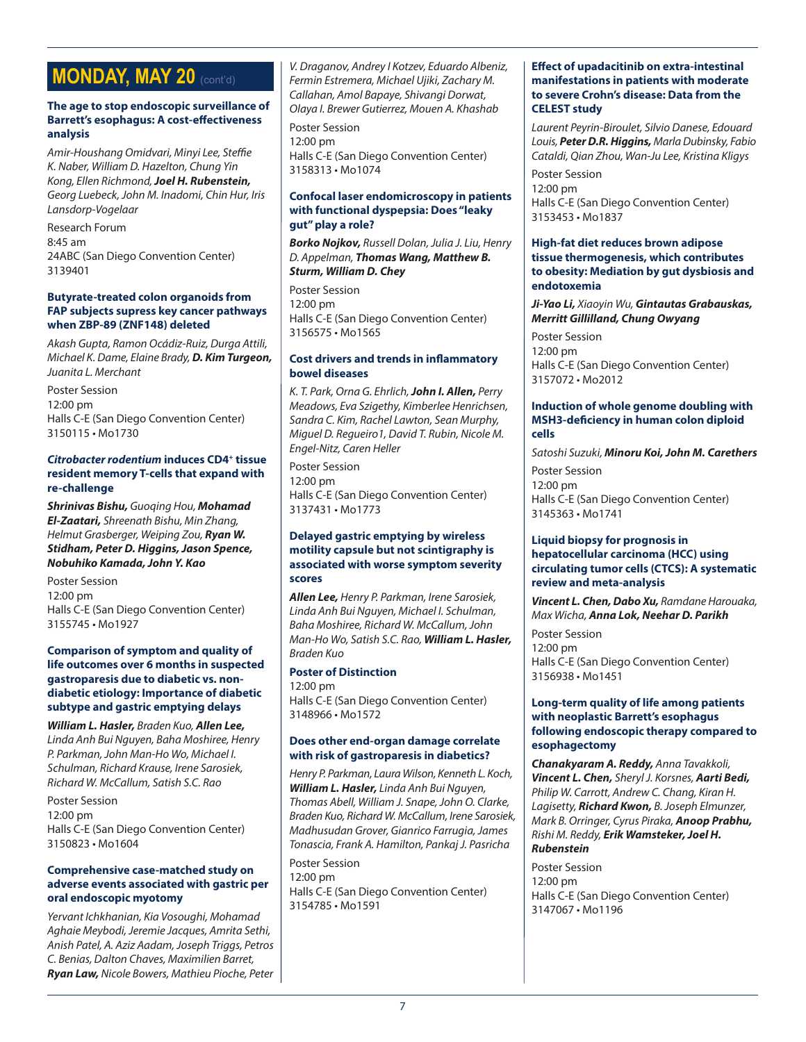# MONDAY, MAY 20 (cont'd)

### The age to stop endoscopic surveillance of Barrett's esophagus: A cost-effectiveness analysis

*Amir-Houshang Omidvari, Minyi Lee, Steffie K. Naber, William D. Hazelton, Chung Yin Kong, Ellen Richmond,* ***Joel H. Rubenstein,*** *Georg Luebeck, John M. Inadomi, Chin Hur, Iris Lansdorp-Vogelaar*

Research Forum
8:45 am
24ABC (San Diego Convention Center)
3139401

### Butyrate-treated colon organoids from FAP subjects supress key cancer pathways when ZBP-89 (ZNF148) deleted

*Akash Gupta, Ramon Ocádiz-Ruiz, Durga Attili, Michael K. Dame, Elaine Brady,* ***D. Kim Turgeon,*** *Juanita L. Merchant*

Poster Session
12:00 pm
Halls C-E (San Diego Convention Center)
3150115 • Mo1730

### *Citrobacter rodentium* induces CD4+ tissue resident memory T-cells that expand with re-challenge

***Shrinivas Bishu,*** *Guoqing Hou,* ***Mohamad El-Zaatari,*** *Shreenath Bishu, Min Zhang, Helmut Grasberger, Weiping Zou,* ***Ryan W. Stidham, Peter D. Higgins, Jason Spence, Nobuhiko Kamada, John Y. Kao***

Poster Session
12:00 pm
Halls C-E (San Diego Convention Center)
3155745 • Mo1927

### Comparison of symptom and quality of life outcomes over 6 months in suspected gastroparesis due to diabetic vs. non-diabetic etiology: Importance of diabetic subtype and gastric emptying delays

***William L. Hasler,*** *Braden Kuo,* ***Allen Lee,*** *Linda Anh Bui Nguyen, Baha Moshiree, Henry P. Parkman, John Man-Ho Wo, Michael I. Schulman, Richard Krause, Irene Sarosiek, Richard W. McCallum, Satish S.C. Rao*

Poster Session
12:00 pm
Halls C-E (San Diego Convention Center)
3150823 • Mo1604

### Comprehensive case-matched study on adverse events associated with gastric per oral endoscopic myotomy

*Yervant Ichkhanian, Kia Vosoughi, Mohamad Aghaie Meybodi, Jeremie Jacques, Amrita Sethi, Anish Patel, A. Aziz Aadam, Joseph Triggs, Petros C. Benias, Dalton Chaves, Maximilien Barret,* ***Ryan Law,*** *Nicole Bowers, Mathieu Pioche, Peter V. Draganov, Andrey I Kotzev, Eduardo Albeniz, Fermin Estremera, Michael Ujiki, Zachary M. Callahan, Amol Bapaye, Shivangi Dorwat, Olaya I. Brewer Gutierrez, Mouen A. Khashab*

Poster Session
12:00 pm
Halls C-E (San Diego Convention Center)
3158313 • Mo1074

### Confocal laser endomicroscopy in patients with functional dyspepsia: Does "leaky gut" play a role?

***Borko Nojkov,*** *Russell Dolan, Julia J. Liu, Henry D. Appelman,* ***Thomas Wang, Matthew B. Sturm, William D. Chey***

Poster Session
12:00 pm
Halls C-E (San Diego Convention Center)
3156575 • Mo1565

### Cost drivers and trends in inflammatory bowel diseases

*K. T. Park, Orna G. Ehrlich,* ***John I. Allen,*** *Perry Meadows, Eva Szigethy, Kimberlee Henrichsen, Sandra C. Kim, Rachel Lawton, Sean Murphy, Miguel D. Regueiro1, David T. Rubin, Nicole M. Engel-Nitz, Caren Heller*

Poster Session
12:00 pm
Halls C-E (San Diego Convention Center)
3137431 • Mo1773

### Delayed gastric emptying by wireless motility capsule but not scintigraphy is associated with worse symptom severity scores

***Allen Lee,*** *Henry P. Parkman, Irene Sarosiek, Linda Anh Bui Nguyen, Michael I. Schulman, Baha Moshiree, Richard W. McCallum, John Man-Ho Wo, Satish S.C. Rao,* ***William L. Hasler,*** *Braden Kuo*

**Poster of Distinction**
12:00 pm
Halls C-E (San Diego Convention Center)
3148966 • Mo1572

### Does other end-organ damage correlate with risk of gastroparesis in diabetics?

*Henry P. Parkman, Laura Wilson, Kenneth L. Koch,* ***William L. Hasler,*** *Linda Anh Bui Nguyen, Thomas Abell, William J. Snape, John O. Clarke, Braden Kuo, Richard W. McCallum, Irene Sarosiek, Madhusudan Grover, Gianrico Farrugia, James Tonascia, Frank A. Hamilton, Pankaj J. Pasricha*

Poster Session
12:00 pm
Halls C-E (San Diego Convention Center)
3154785 • Mo1591

### Effect of upadacitinib on extra-intestinal manifestations in patients with moderate to severe Crohn's disease: Data from the CELEST study

*Laurent Peyrin-Biroulet, Silvio Danese, Edouard Louis,* ***Peter D.R. Higgins,*** *Marla Dubinsky, Fabio Cataldi, Qian Zhou, Wan-Ju Lee, Kristina Kligys*

Poster Session
12:00 pm
Halls C-E (San Diego Convention Center)
3153453 • Mo1837

### High-fat diet reduces brown adipose tissue thermogenesis, which contributes to obesity: Mediation by gut dysbiosis and endotoxemia

***Ji-Yao Li,*** *Xiaoyin Wu,* ***Gintautas Grabauskas, Merritt Gillilland, Chung Owyang***

Poster Session
12:00 pm
Halls C-E (San Diego Convention Center)
3157072 • Mo2012

### Induction of whole genome doubling with MSH3-deficiency in human colon diploid cells

*Satoshi Suzuki,* ***Minoru Koi, John M. Carethers***

Poster Session
12:00 pm
Halls C-E (San Diego Convention Center)
3145363 • Mo1741

### Liquid biopsy for prognosis in hepatocellular carcinoma (HCC) using circulating tumor cells (CTCS): A systematic review and meta-analysis

***Vincent L. Chen, Dabo Xu,*** *Ramdane Harouaka, Max Wicha,* ***Anna Lok, Neehar D. Parikh***

Poster Session
12:00 pm
Halls C-E (San Diego Convention Center)
3156938 • Mo1451

### Long-term quality of life among patients with neoplastic Barrett's esophagus following endoscopic therapy compared to esophagectomy

***Chanakyaram A. Reddy,*** *Anna Tavakkoli,* ***Vincent L. Chen,*** *Sheryl J. Korsnes,* ***Aarti Bedi,*** *Philip W. Carrott, Andrew C. Chang, Kiran H. Lagisetty,* ***Richard Kwon,*** *B. Joseph Elmunzer, Mark B. Orringer, Cyrus Piraka,* ***Anoop Prabhu,*** *Rishi M. Reddy,* ***Erik Wamsteker, Joel H. Rubenstein***

Poster Session
12:00 pm
Halls C-E (San Diego Convention Center)
3147067 • Mo1196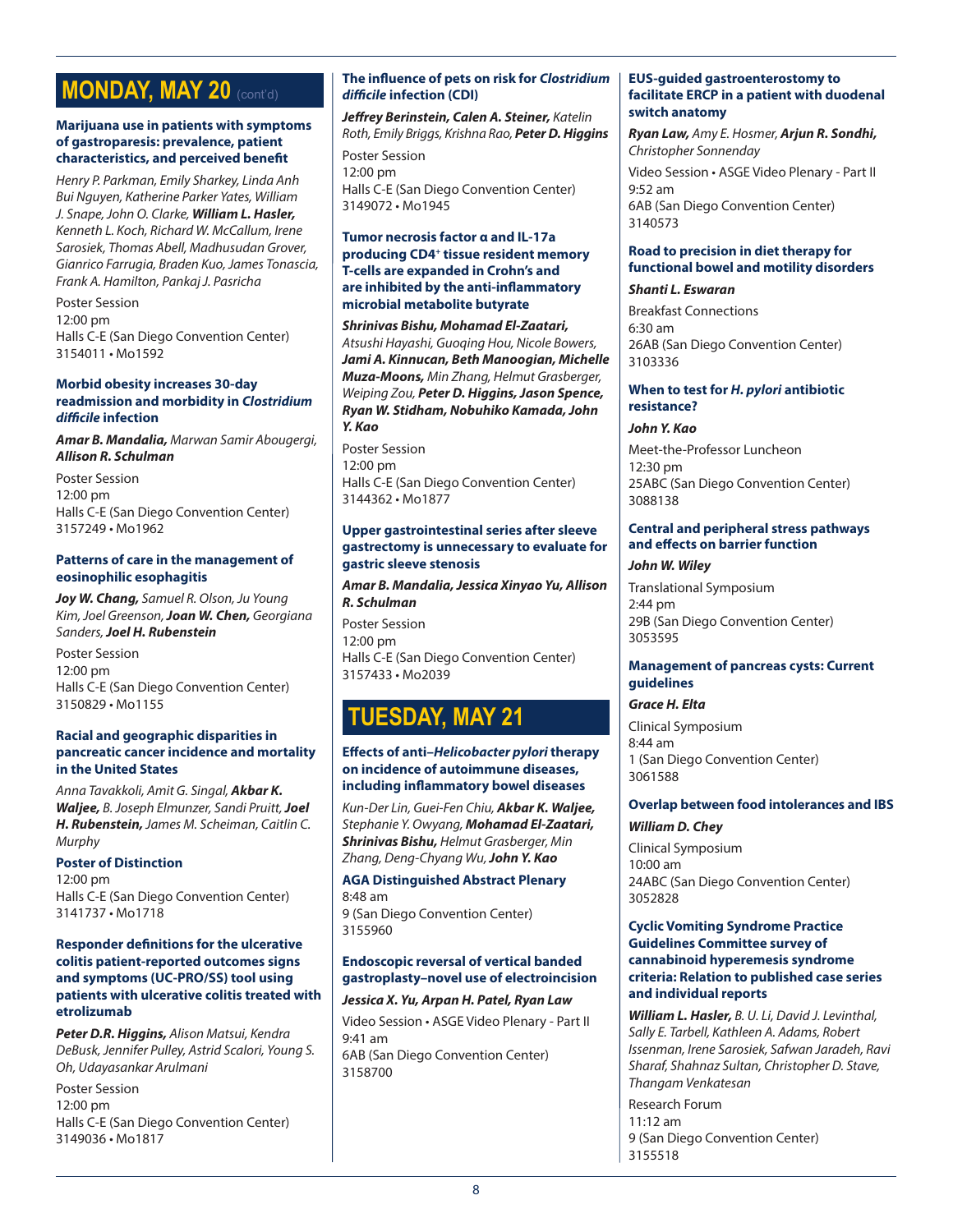## MONDAY, MAY 20 (cont'd)

### Marijuana use in patients with symptoms of gastroparesis: prevalence, patient characteristics, and perceived benefit

*Henry P. Parkman, Emily Sharkey, Linda Anh Bui Nguyen, Katherine Parker Yates, William J. Snape, John O. Clarke,* ***William L. Hasler,*** *Kenneth L. Koch, Richard W. McCallum, Irene Sarosiek, Thomas Abell, Madhusudan Grover, Gianrico Farrugia, Braden Kuo, James Tonascia, Frank A. Hamilton, Pankaj J. Pasricha*

Poster Session
12:00 pm
Halls C-E (San Diego Convention Center)
3154011 • Mo1592

### Morbid obesity increases 30-day readmission and morbidity in *Clostridium difficile* infection

***Amar B. Mandalia,*** *Marwan Samir Abougergi,* ***Allison R. Schulman***

Poster Session
12:00 pm
Halls C-E (San Diego Convention Center)
3157249 • Mo1962

### Patterns of care in the management of eosinophilic esophagitis

***Joy W. Chang,*** *Samuel R. Olson, Ju Young Kim, Joel Greenson,* ***Joan W. Chen,*** *Georgiana Sanders,* ***Joel H. Rubenstein***

Poster Session
12:00 pm
Halls C-E (San Diego Convention Center)
3150829 • Mo1155

### Racial and geographic disparities in pancreatic cancer incidence and mortality in the United States

*Anna Tavakkoli, Amit G. Singal,* ***Akbar K. Waljee,*** *B. Joseph Elmunzer, Sandi Pruitt,* ***Joel H. Rubenstein,*** *James M. Scheiman, Caitlin C. Murphy*

**Poster of Distinction**
12:00 pm
Halls C-E (San Diego Convention Center)
3141737 • Mo1718

### Responder definitions for the ulcerative colitis patient-reported outcomes signs and symptoms (UC-PRO/SS) tool using patients with ulcerative colitis treated with etrolizumab

***Peter D.R. Higgins,*** *Alison Matsui, Kendra DeBusk, Jennifer Pulley, Astrid Scalori, Young S. Oh, Udayasankar Arulmani*

Poster Session
12:00 pm
Halls C-E (San Diego Convention Center)
3149036 • Mo1817

### The influence of pets on risk for *Clostridium difficile* infection (CDI)

***Jeffrey Berinstein, Calen A. Steiner,*** *Katelin Roth, Emily Briggs, Krishna Rao,* ***Peter D. Higgins***

Poster Session
12:00 pm
Halls C-E (San Diego Convention Center)
3149072 • Mo1945

### Tumor necrosis factor α and IL-17a producing CD4+ tissue resident memory T-cells are expanded in Crohn's and are inhibited by the anti-inflammatory microbial metabolite butyrate

***Shrinivas Bishu, Mohamad El-Zaatari,*** *Atsushi Hayashi, Guoqing Hou, Nicole Bowers,* ***Jami A. Kinnucan, Beth Manoogian, Michelle Muza-Moons,*** *Min Zhang, Helmut Grasberger, Weiping Zou,* ***Peter D. Higgins, Jason Spence, Ryan W. Stidham, Nobuhiko Kamada, John Y. Kao***

Poster Session
12:00 pm
Halls C-E (San Diego Convention Center)
3144362 • Mo1877

### Upper gastrointestinal series after sleeve gastrectomy is unnecessary to evaluate for gastric sleeve stenosis

***Amar B. Mandalia, Jessica Xinyao Yu, Allison R. Schulman***

Poster Session
12:00 pm
Halls C-E (San Diego Convention Center)
3157433 • Mo2039

## TUESDAY, MAY 21

### Effects of anti–*Helicobacter pylori* therapy on incidence of autoimmune diseases, including inflammatory bowel diseases

*Kun-Der Lin, Guei-Fen Chiu,* ***Akbar K. Waljee,*** *Stephanie Y. Owyang,* ***Mohamad El-Zaatari, Shrinivas Bishu,*** *Helmut Grasberger, Min Zhang, Deng-Chyang Wu,* ***John Y. Kao***

**AGA Distinguished Abstract Plenary**
8:48 am
9 (San Diego Convention Center)
3155960

### Endoscopic reversal of vertical banded gastroplasty–novel use of electroincision

***Jessica X. Yu, Arpan H. Patel, Ryan Law***

Video Session • ASGE Video Plenary - Part II
9:41 am
6AB (San Diego Convention Center)
3158700

### EUS-guided gastroenterostomy to facilitate ERCP in a patient with duodenal switch anatomy

***Ryan Law,*** *Amy E. Hosmer,* ***Arjun R. Sondhi,*** *Christopher Sonnenday*

Video Session • ASGE Video Plenary - Part II
9:52 am
6AB (San Diego Convention Center)
3140573

### Road to precision in diet therapy for functional bowel and motility disorders

***Shanti L. Eswaran***

Breakfast Connections
6:30 am
26AB (San Diego Convention Center)
3103336

### When to test for *H. pylori* antibiotic resistance?

***John Y. Kao***

Meet-the-Professor Luncheon
12:30 pm
25ABC (San Diego Convention Center)
3088138

### Central and peripheral stress pathways and effects on barrier function

***John W. Wiley***

Translational Symposium
2:44 pm
29B (San Diego Convention Center)
3053595

### Management of pancreas cysts: Current guidelines

***Grace H. Elta***

Clinical Symposium
8:44 am
1 (San Diego Convention Center)
3061588

### Overlap between food intolerances and IBS

***William D. Chey***

Clinical Symposium
10:00 am
24ABC (San Diego Convention Center)
3052828

### Cyclic Vomiting Syndrome Practice Guidelines Committee survey of cannabinoid hyperemesis syndrome criteria: Relation to published case series and individual reports

***William L. Hasler,*** *B. U. Li, David J. Levinthal, Sally E. Tarbell, Kathleen A. Adams, Robert Issenman, Irene Sarosiek, Safwan Jaradeh, Ravi Sharaf, Shahnaz Sultan, Christopher D. Stave, Thangam Venkatesan*

Research Forum
11:12 am
9 (San Diego Convention Center)
3155518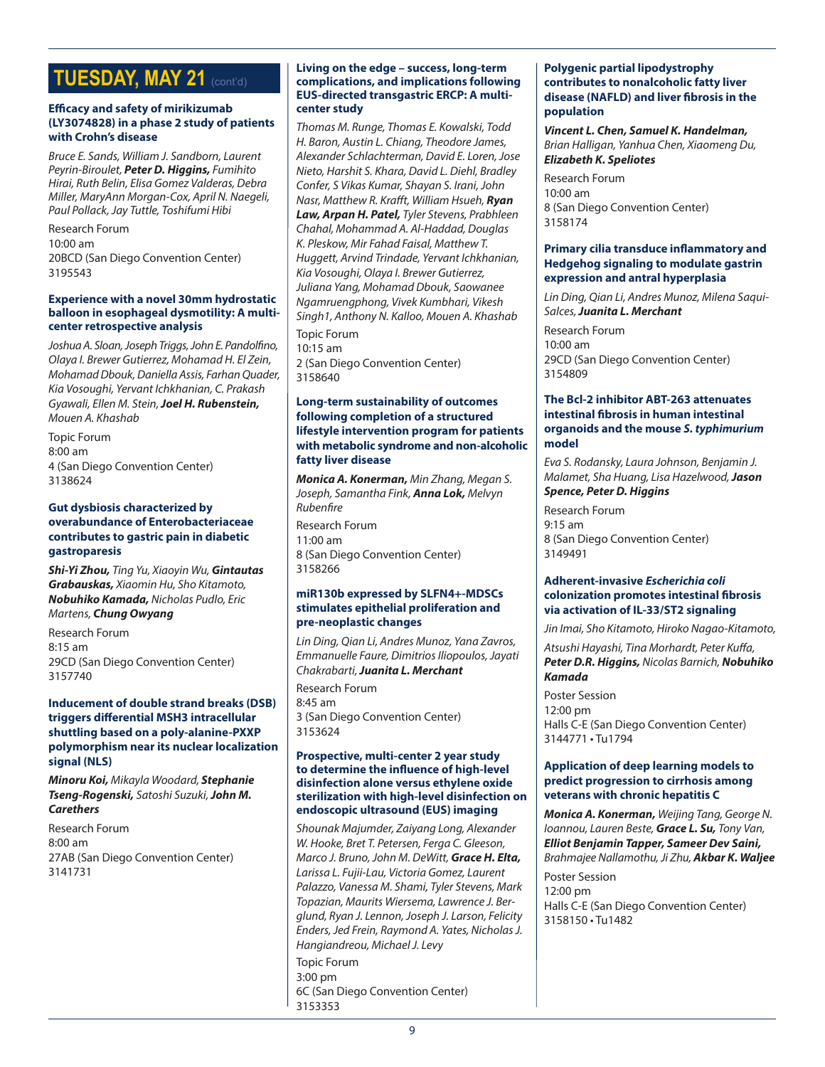# TUESDAY, MAY 21 (cont'd)

### Efficacy and safety of mirikizumab (LY3074828) in a phase 2 study of patients with Crohn's disease

*Bruce E. Sands, William J. Sandborn, Laurent Peyrin-Biroulet,* ***Peter D. Higgins,*** *Fumihito Hirai, Ruth Belin, Elisa Gomez Valderas, Debra Miller, MaryAnn Morgan-Cox, April N. Naegeli, Paul Pollack, Jay Tuttle, Toshifumi Hibi*

Research Forum
10:00 am
20BCD (San Diego Convention Center)
3195543

### Experience with a novel 30mm hydrostatic balloon in esophageal dysmotility: A multi-center retrospective analysis

*Joshua A. Sloan, Joseph Triggs, John E. Pandolfino, Olaya I. Brewer Gutierrez, Mohamad H. El Zein, Mohamad Dbouk, Daniella Assis, Farhan Quader, Kia Vosoughi, Yervant Ichkhanian, C. Prakash Gyawali, Ellen M. Stein,* ***Joel H. Rubenstein,*** *Mouen A. Khashab*

Topic Forum
8:00 am
4 (San Diego Convention Center)
3138624

### Gut dysbiosis characterized by overabundance of Enterobacteriaceae contributes to gastric pain in diabetic gastroparesis

***Shi-Yi Zhou,*** *Ting Yu, Xiaoyin Wu,* ***Gintautas Grabauskas,*** *Xiaomin Hu, Sho Kitamoto,* ***Nobuhiko Kamada,*** *Nicholas Pudlo, Eric Martens,* ***Chung Owyang***

Research Forum
8:15 am
29CD (San Diego Convention Center)
3157740

### Inducement of double strand breaks (DSB) triggers differential MSH3 intracellular shuttling based on a poly-alanine-PXXP polymorphism near its nuclear localization signal (NLS)

***Minoru Koi,*** *Mikayla Woodard,* ***Stephanie Tseng-Rogenski,*** *Satoshi Suzuki,* ***John M. Carethers***

Research Forum
8:00 am
27AB (San Diego Convention Center)
3141731

### Living on the edge – success, long-term complications, and implications following EUS-directed transgastric ERCP: A multi-center study

*Thomas M. Runge, Thomas E. Kowalski, Todd H. Baron, Austin L. Chiang, Theodore James, Alexander Schlachterman, David E. Loren, Jose Nieto, Harshit S. Khara, David L. Diehl, Bradley Confer, S Vikas Kumar, Shayan S. Irani, John Nasr, Matthew R. Krafft, William Hsueh,* ***Ryan Law, Arpan H. Patel,*** *Tyler Stevens, Prabhleen Chahal, Mohammad A. Al-Haddad, Douglas K. Pleskow, Mir Fahad Faisal, Matthew T. Huggett, Arvind Trindade, Yervant Ichkhanian, Kia Vosoughi, Olaya I. Brewer Gutierrez, Juliana Yang, Mohamad Dbouk, Saowanee Ngamruengphong, Vivek Kumbhari, Vikesh Singh1, Anthony N. Kalloo, Mouen A. Khashab*

Topic Forum
10:15 am
2 (San Diego Convention Center)
3158640

### Long-term sustainability of outcomes following completion of a structured lifestyle intervention program for patients with metabolic syndrome and non-alcoholic fatty liver disease

***Monica A. Konerman,*** *Min Zhang, Megan S. Joseph, Samantha Fink,* ***Anna Lok,*** *Melvyn Rubenfire*

Research Forum
11:00 am
8 (San Diego Convention Center)
3158266

### miR130b expressed by SLFN4+-MDSCs stimulates epithelial proliferation and pre-neoplastic changes

*Lin Ding, Qian Li, Andres Munoz, Yana Zavros, Emmanuelle Faure, Dimitrios Iliopoulos, Jayati Chakrabarti,* ***Juanita L. Merchant***

Research Forum
8:45 am
3 (San Diego Convention Center)
3153624

### Prospective, multi-center 2 year study to determine the influence of high-level disinfection alone versus ethylene oxide sterilization with high-level disinfection on endoscopic ultrasound (EUS) imaging

*Shounak Majumder, Zaiyang Long, Alexander W. Hooke, Bret T. Petersen, Ferga C. Gleeson, Marco J. Bruno, John M. DeWitt,* ***Grace H. Elta,*** *Larissa L. Fujii-Lau, Victoria Gomez, Laurent Palazzo, Vanessa M. Shami, Tyler Stevens, Mark Topazian, Maurits Wiersema, Lawrence J. Berglund, Ryan J. Lennon, Joseph J. Larson, Felicity Enders, Jed Frein, Raymond A. Yates, Nicholas J. Hangiandreou, Michael J. Levy*

Topic Forum
3:00 pm
6C (San Diego Convention Center)
3153353

### Polygenic partial lipodystrophy contributes to nonalcoholic fatty liver disease (NAFLD) and liver fibrosis in the population

***Vincent L. Chen, Samuel K. Handelman,*** *Brian Halligan, Yanhua Chen, Xiaomeng Du,* ***Elizabeth K. Speliotes***

Research Forum
10:00 am
8 (San Diego Convention Center)
3158174

### Primary cilia transduce inflammatory and Hedgehog signaling to modulate gastrin expression and antral hyperplasia

*Lin Ding, Qian Li, Andres Munoz, Milena Saqui-Salces,* ***Juanita L. Merchant***

Research Forum
10:00 am
29CD (San Diego Convention Center)
3154809

### The Bcl-2 inhibitor ABT-263 attenuates intestinal fibrosis in human intestinal organoids and the mouse *S. typhimurium* model

*Eva S. Rodansky, Laura Johnson, Benjamin J. Malamet, Sha Huang, Lisa Hazelwood,* ***Jason Spence, Peter D. Higgins***

Research Forum
9:15 am
8 (San Diego Convention Center)
3149491

### Adherent-invasive *Escherichia coli* colonization promotes intestinal fibrosis via activation of IL-33/ST2 signaling

*Jin Imai, Sho Kitamoto, Hiroko Nagao-Kitamoto, Atsushi Hayashi, Tina Morhardt, Peter Kuffa,* ***Peter D.R. Higgins,*** *Nicolas Barnich,* ***Nobuhiko Kamada***

Poster Session
12:00 pm
Halls C-E (San Diego Convention Center)
3144771 • Tu1794

### Application of deep learning models to predict progression to cirrhosis among veterans with chronic hepatitis C

***Monica A. Konerman,*** *Weijing Tang, George N. Ioannou, Lauren Beste,* ***Grace L. Su,*** *Tony Van,* ***Elliot Benjamin Tapper, Sameer Dev Saini,*** *Brahmajee Nallamothu, Ji Zhu,* ***Akbar K. Waljee***

Poster Session
12:00 pm
Halls C-E (San Diego Convention Center)
3158150 • Tu1482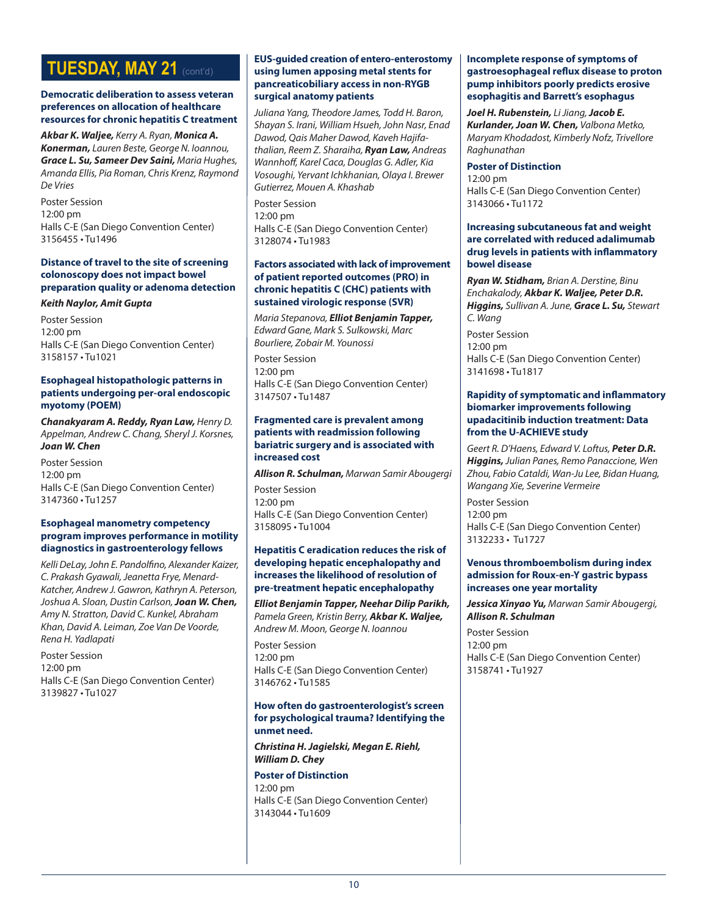# TUESDAY, MAY 21 (cont'd)

**Democratic deliberation to assess veteran preferences on allocation of healthcare resources for chronic hepatitis C treatment**

***Akbar K. Waljee,*** *Kerry A. Ryan,* ***Monica A. Konerman,*** *Lauren Beste, George N. Ioannou,* ***Grace L. Su, Sameer Dev Saini,*** *Maria Hughes, Amanda Ellis, Pia Roman, Chris Krenz, Raymond De Vries*

Poster Session
12:00 pm
Halls C-E (San Diego Convention Center)
3156455 • Tu1496

**Distance of travel to the site of screening colonoscopy does not impact bowel preparation quality or adenoma detection**

***Keith Naylor, Amit Gupta***

Poster Session
12:00 pm
Halls C-E (San Diego Convention Center)
3158157 • Tu1021

**Esophageal histopathologic patterns in patients undergoing per-oral endoscopic myotomy (POEM)**

***Chanakyaram A. Reddy, Ryan Law,*** *Henry D. Appelman, Andrew C. Chang, Sheryl J. Korsnes,* ***Joan W. Chen***

Poster Session
12:00 pm
Halls C-E (San Diego Convention Center)
3147360 • Tu1257

**Esophageal manometry competency program improves performance in motility diagnostics in gastroenterology fellows**

*Kelli DeLay, John E. Pandolfino, Alexander Kaizer, C. Prakash Gyawali, Jeanetta Frye, Menard-Katcher, Andrew J. Gawron, Kathryn A. Peterson, Joshua A. Sloan, Dustin Carlson,* ***Joan W. Chen,*** *Amy N. Stratton, David C. Kunkel, Abraham Khan, David A. Leiman, Zoe Van De Voorde, Rena H. Yadlapati*

Poster Session
12:00 pm
Halls C-E (San Diego Convention Center)
3139827 • Tu1027

**EUS-guided creation of entero-enterostomy using lumen apposing metal stents for pancreaticobiliary access in non-RYGB surgical anatomy patients**

*Juliana Yang, Theodore James, Todd H. Baron, Shayan S. Irani, William Hsueh, John Nasr, Enad Dawod, Qais Maher Dawod, Kaveh Hajifa-thalian, Reem Z. Sharaiha,* ***Ryan Law,*** *Andreas Wannhoff, Karel Caca, Douglas G. Adler, Kia Vosoughi, Yervant Ichkhanian, Olaya I. Brewer Gutierrez, Mouen A. Khashab*

Poster Session
12:00 pm
Halls C-E (San Diego Convention Center)
3128074 • Tu1983

**Factors associated with lack of improvement of patient reported outcomes (PRO) in chronic hepatitis C (CHC) patients with sustained virologic response (SVR)**

*Maria Stepanova,* ***Elliot Benjamin Tapper,*** *Edward Gane, Mark S. Sulkowski, Marc Bourliere, Zobair M. Younossi*

Poster Session
12:00 pm
Halls C-E (San Diego Convention Center)
3147507 • Tu1487

**Fragmented care is prevalent among patients with readmission following bariatric surgery and is associated with increased cost**

***Allison R. Schulman,*** *Marwan Samir Abougergi*

Poster Session
12:00 pm
Halls C-E (San Diego Convention Center)
3158095 • Tu1004

**Hepatitis C eradication reduces the risk of developing hepatic encephalopathy and increases the likelihood of resolution of pre-treatment hepatic encephalopathy**

***Elliot Benjamin Tapper, Neehar Dilip Parikh,*** *Pamela Green, Kristin Berry,* ***Akbar K. Waljee,*** *Andrew M. Moon, George N. Ioannou*

Poster Session
12:00 pm
Halls C-E (San Diego Convention Center)
3146762 • Tu1585

**How often do gastroenterologist's screen for psychological trauma? Identifying the unmet need.**

***Christina H. Jagielski, Megan E. Riehl, William D. Chey***

**Poster of Distinction**
12:00 pm
Halls C-E (San Diego Convention Center)
3143044 • Tu1609

**Incomplete response of symptoms of gastroesophageal reflux disease to proton pump inhibitors poorly predicts erosive esophagitis and Barrett's esophagus**

***Joel H. Rubenstein,*** *Li Jiang,* ***Jacob E. Kurlander, Joan W. Chen,*** *Valbona Metko, Maryam Khodadost, Kimberly Nofz, Trivellore Raghunathan*

**Poster of Distinction**
12:00 pm
Halls C-E (San Diego Convention Center)
3143066 • Tu1172

**Increasing subcutaneous fat and weight are correlated with reduced adalimumab drug levels in patients with inflammatory bowel disease**

***Ryan W. Stidham,*** *Brian A. Derstine, Binu Enchakalody,* ***Akbar K. Waljee, Peter D.R. Higgins,*** *Sullivan A. June,* ***Grace L. Su,*** *Stewart C. Wang*

Poster Session
12:00 pm
Halls C-E (San Diego Convention Center)
3141698 • Tu1817

**Rapidity of symptomatic and inflammatory biomarker improvements following upadacitinib induction treatment: Data from the U-ACHIEVE study**

*Geert R. D'Haens, Edward V. Loftus,* ***Peter D.R. Higgins,*** *Julian Panes, Remo Panaccione, Wen Zhou, Fabio Cataldi, Wan-Ju Lee, Bidan Huang, Wangang Xie, Severine Vermeire*

Poster Session
12:00 pm
Halls C-E (San Diego Convention Center)
3132233 • Tu1727

**Venous thromboembolism during index admission for Roux-en-Y gastric bypass increases one year mortality**

***Jessica Xinyao Yu,*** *Marwan Samir Abougergi,* ***Allison R. Schulman***

Poster Session
12:00 pm
Halls C-E (San Diego Convention Center)
3158741 • Tu1927